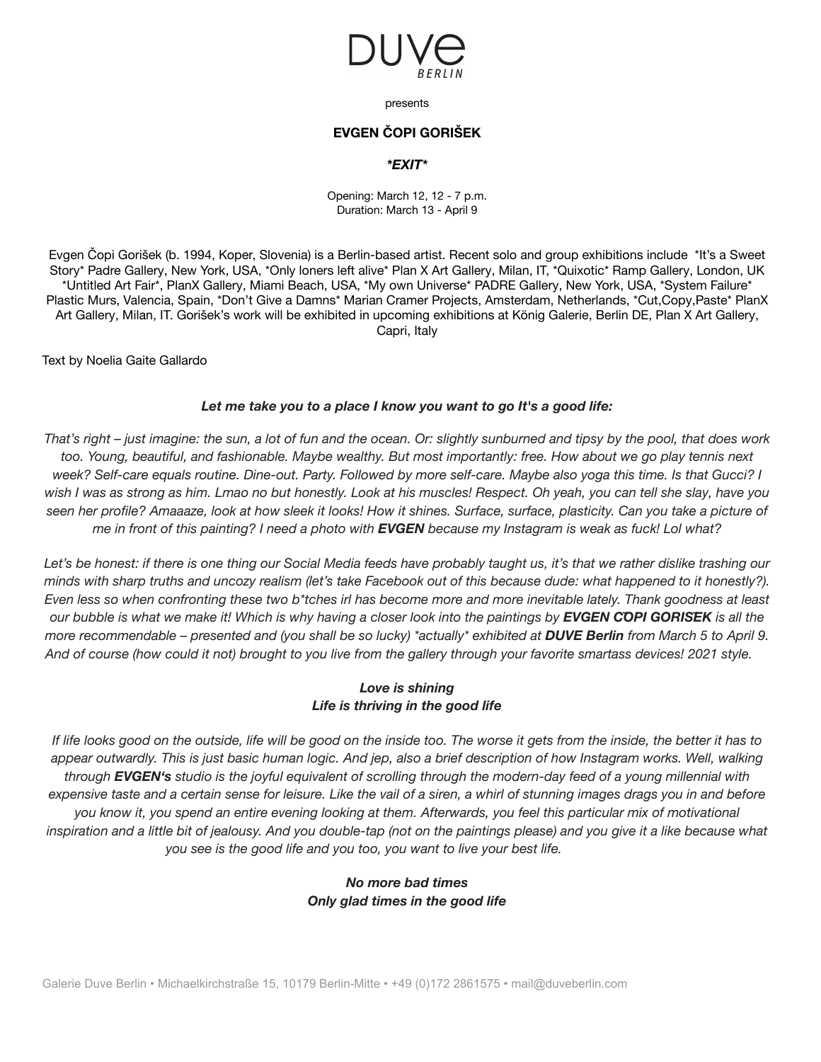# DUVE BERLIN

presents

## EVGEN ČOPI GORIŠEK

***EXIT***

Opening: March 12, 12 - 7 p.m.
Duration: March 13 - April 9

Evgen Čopi Gorišek (b. 1994, Koper, Slovenia) is a Berlin-based artist. Recent solo and group exhibitions include *It's a Sweet Story* Padre Gallery, New York, USA, *Only loners left alive* Plan X Art Gallery, Milan, IT, *Quixotic* Ramp Gallery, London, UK *Untitled Art Fair*, PlanX Gallery, Miami Beach, USA, *My own Universe* PADRE Gallery, New York, USA, *System Failure* Plastic Murs, Valencia, Spain, *Don't Give a Damns* Marian Cramer Projects, Amsterdam, Netherlands, *Cut,Copy,Paste* PlanX Art Gallery, Milan, IT. Gorišek's work will be exhibited in upcoming exhibitions at König Galerie, Berlin DE, Plan X Art Gallery, Capri, Italy

Text by Noelia Gaite Gallardo

***Let me take you to a place I know you want to go It's a good life:***

*That's right – just imagine: the sun, a lot of fun and the ocean. Or: slightly sunburned and tipsy by the pool, that does work too. Young, beautiful, and fashionable. Maybe wealthy. But most importantly: free. How about we go play tennis next week? Self-care equals routine. Dine-out. Party. Followed by more self-care. Maybe also yoga this time. Is that Gucci? I wish I was as strong as him. Lmao no but honestly. Look at his muscles! Respect. Oh yeah, you can tell she slay, have you seen her profile? Amaaaze, look at how sleek it looks! How it shines. Surface, surface, plasticity. Can you take a picture of me in front of this painting? I need a photo with **EVGEN** because my Instagram is weak as fuck! Lol what?*

*Let's be honest: if there is one thing our Social Media feeds have probably taught us, it's that we rather dislike trashing our minds with sharp truths and uncozy realism (let's take Facebook out of this because dude: what happened to it honestly?). Even less so when confronting these two b\*tches irl has become more and more inevitable lately. Thank goodness at least our bubble is what we make it! Which is why having a closer look into the paintings by **EVGEN ČOPI GORIŠEK** is all the more recommendable – presented and (you shall be so lucky) \*actually\* exhibited at **DUVE Berlin** from March 5 to April 9. And of course (how could it not) brought to you live from the gallery through your favorite smartass devices! 2021 style.*

***Love is shining***
***Life is thriving in the good life***

*If life looks good on the outside, life will be good on the inside too. The worse it gets from the inside, the better it has to appear outwardly. This is just basic human logic. And jep, also a brief description of how Instagram works. Well, walking through **EVGEN's** studio is the joyful equivalent of scrolling through the modern-day feed of a young millennial with expensive taste and a certain sense for leisure. Like the vail of a siren, a whirl of stunning images drags you in and before you know it, you spend an entire evening looking at them. Afterwards, you feel this particular mix of motivational inspiration and a little bit of jealousy. And you double-tap (not on the paintings please) and you give it a like because what you see is the good life and you too, you want to live your best life.*

***No more bad times***
***Only glad times in the good life***

Galerie Duve Berlin • Michaelkirchstraße 15, 10179 Berlin-Mitte • +49 (0)172 2861575 • mail@duveberlin.com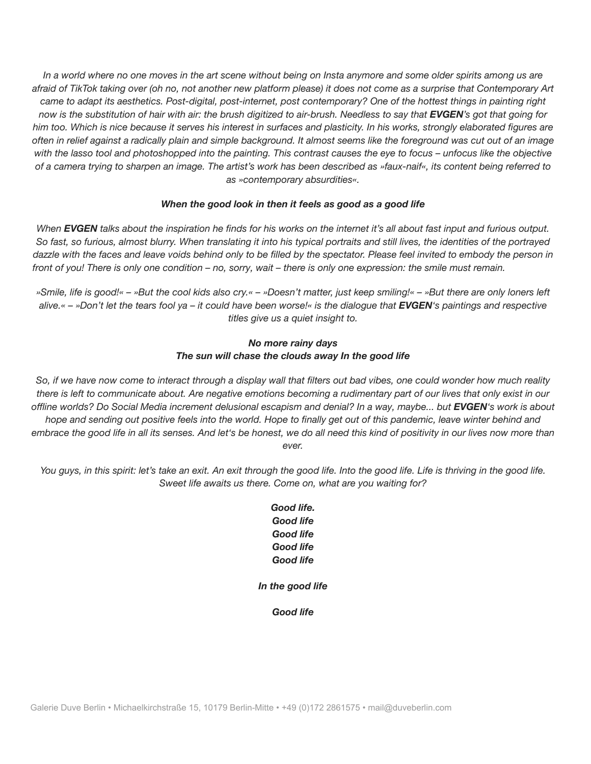*In a world where no one moves in the art scene without being on Insta anymore and some older spirits among us are afraid of TikTok taking over (oh no, not another new platform please) it does not come as a surprise that Contemporary Art came to adapt its aesthetics. Post-digital, post-internet, post contemporary? One of the hottest things in painting right now is the substitution of hair with air: the brush digitized to air-brush. Needless to say that **EVGEN**'s got that going for him too. Which is nice because it serves his interest in surfaces and plasticity. In his works, strongly elaborated figures are often in relief against a radically plain and simple background. It almost seems like the foreground was cut out of an image with the lasso tool and photoshopped into the painting. This contrast causes the eye to focus – unfocus like the objective of a camera trying to sharpen an image. The artist's work has been described as »faux-naif«, its content being referred to as »contemporary absurdities«.*

***When the good look in then it feels as good as a good life***

*When **EVGEN** talks about the inspiration he finds for his works on the internet it's all about fast input and furious output. So fast, so furious, almost blurry. When translating it into his typical portraits and still lives, the identities of the portrayed dazzle with the faces and leave voids behind only to be filled by the spectator. Please feel invited to embody the person in front of you! There is only one condition – no, sorry, wait – there is only one expression: the smile must remain.*

*»Smile, life is good!« – »But the cool kids also cry.« – »Doesn't matter, just keep smiling!« – »But there are only loners left alive.« – »Don't let the tears fool ya – it could have been worse!« is the dialogue that **EVGEN**'s paintings and respective titles give us a quiet insight to.*

***No more rainy days***
***The sun will chase the clouds away In the good life***

*So, if we have now come to interact through a display wall that filters out bad vibes, one could wonder how much reality there is left to communicate about. Are negative emotions becoming a rudimentary part of our lives that only exist in our offline worlds? Do Social Media increment delusional escapism and denial? In a way, maybe... but **EVGEN**'s work is about hope and sending out positive feels into the world. Hope to finally get out of this pandemic, leave winter behind and embrace the good life in all its senses. And let's be honest, we do all need this kind of positivity in our lives now more than ever.*

*You guys, in this spirit: let's take an exit. An exit through the good life. Into the good life. Life is thriving in the good life. Sweet life awaits us there. Come on, what are you waiting for?*

***Good life.***
***Good life***
***Good life***
***Good life***
***Good life***

***In the good life***

***Good life***

Galerie Duve Berlin • Michaelkirchstraße 15, 10179 Berlin-Mitte • +49 (0)172 2861575 • mail@duveberlin.com